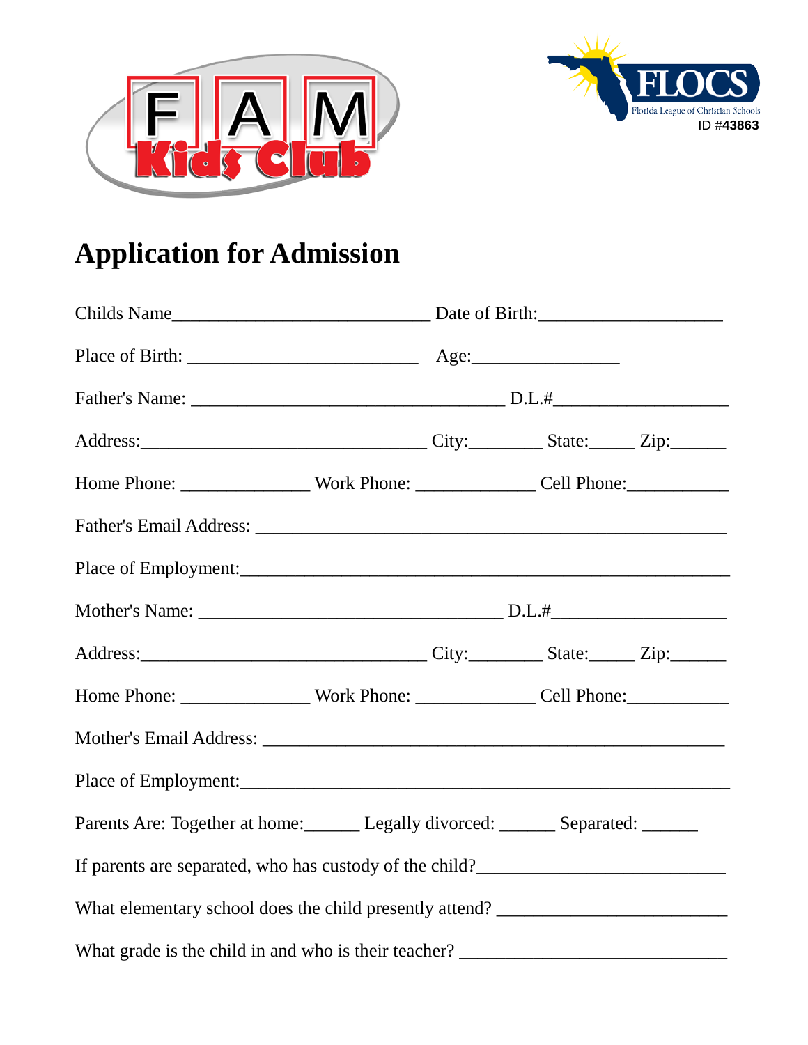FAM Kids Club

FLOCS
Florida League of Christian Schools
ID #43863

# Application for Admission

Childs Name_____________________________ Date of Birth:____________________

Place of Birth: _________________________ Age:________________

Father's Name: __________________________________ D.L.#___________________

Address:_______________________________ City:________ State:_____ Zip:______

Home Phone: ______________ Work Phone: _____________ Cell Phone:___________

Father's Email Address: ___________________________________________________

Place of Employment:______________________________________________________

Mother's Name: _________________________________ D.L.#___________________

Address:_______________________________ City:________ State:_____ Zip:______

Home Phone: ______________ Work Phone: _____________ Cell Phone:___________

Mother's Email Address: __________________________________________________

Place of Employment:______________________________________________________

Parents Are: Together at home:______ Legally divorced: ______ Separated: ______

If parents are separated, who has custody of the child?__________________________

What elementary school does the child presently attend? _________________________

What grade is the child in and who is their teacher? _____________________________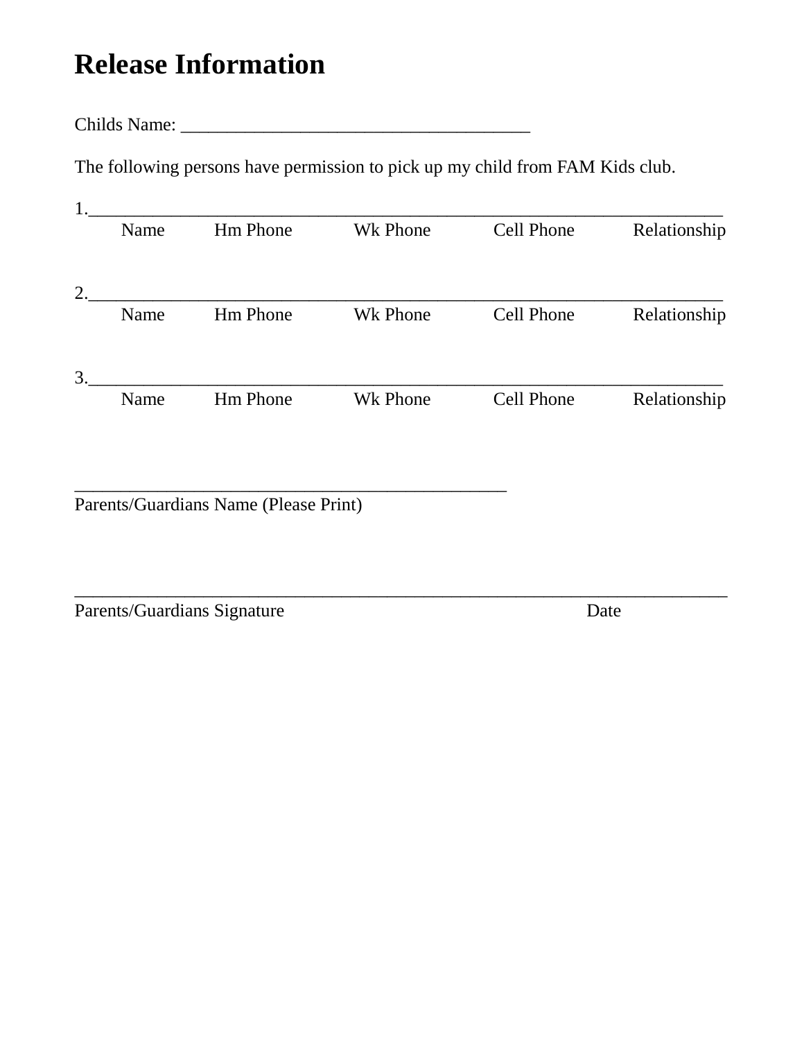# Release Information

Childs Name: ______________________________________

The following persons have permission to pick up my child from FAM Kids club.

1.______________________________________________________________________

Name Hm Phone Wk Phone Cell Phone Relationship

2.______________________________________________________________________

Name Hm Phone Wk Phone Cell Phone Relationship

3.______________________________________________________________________

Name Hm Phone Wk Phone Cell Phone Relationship

_______________________________________________

Parents/Guardians Name (Please Print)

________________________________________________________________________

Parents/Guardians Signature Date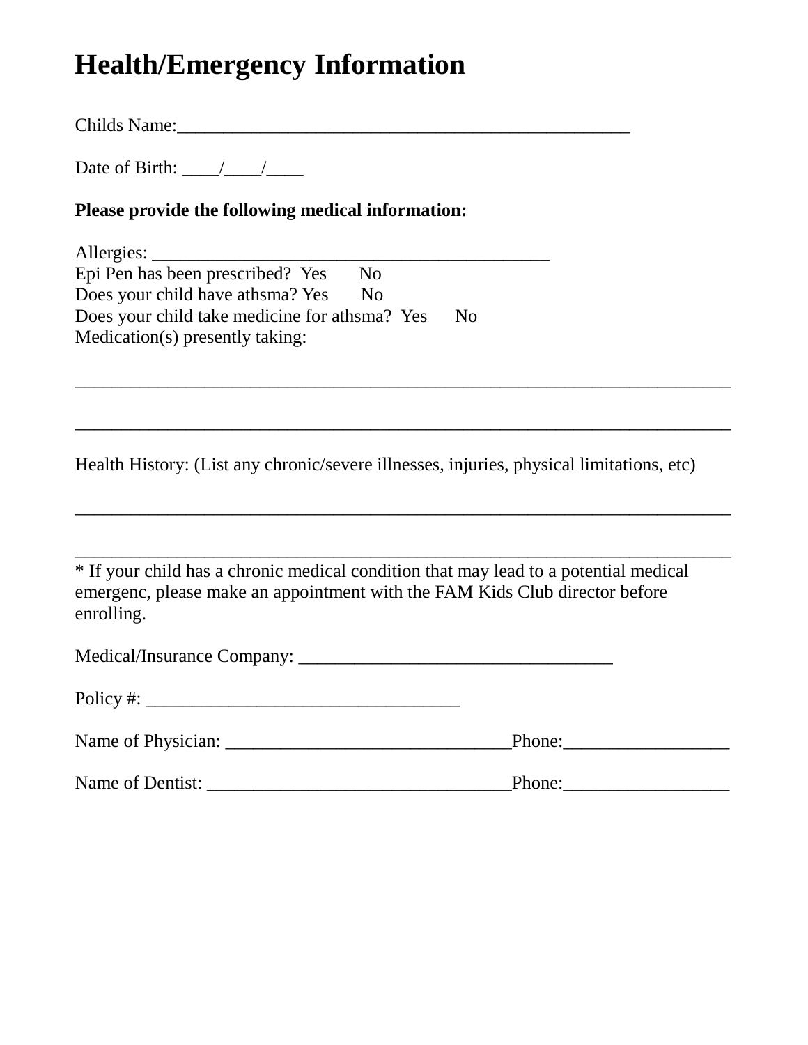# Health/Emergency Information

Childs Name:_________________________________________________

Date of Birth: ____/____/____

**Please provide the following medical information:**

Allergies: ___________________________________________
Epi Pen has been prescribed? Yes No
Does your child have athsma? Yes No
Does your child take medicine for athsma? Yes No
Medication(s) presently taking:

________________________________________________________________________

________________________________________________________________________

Health History: (List any chronic/severe illnesses, injuries, physical limitations, etc)

________________________________________________________________________

________________________________________________________________________

* If your child has a chronic medical condition that may lead to a potential medical emergenc, please make an appointment with the FAM Kids Club director before enrolling.

Medical/Insurance Company: __________________________________

Policy #: __________________________________

Name of Physician: _______________________________Phone:__________________

Name of Dentist: _________________________________Phone:__________________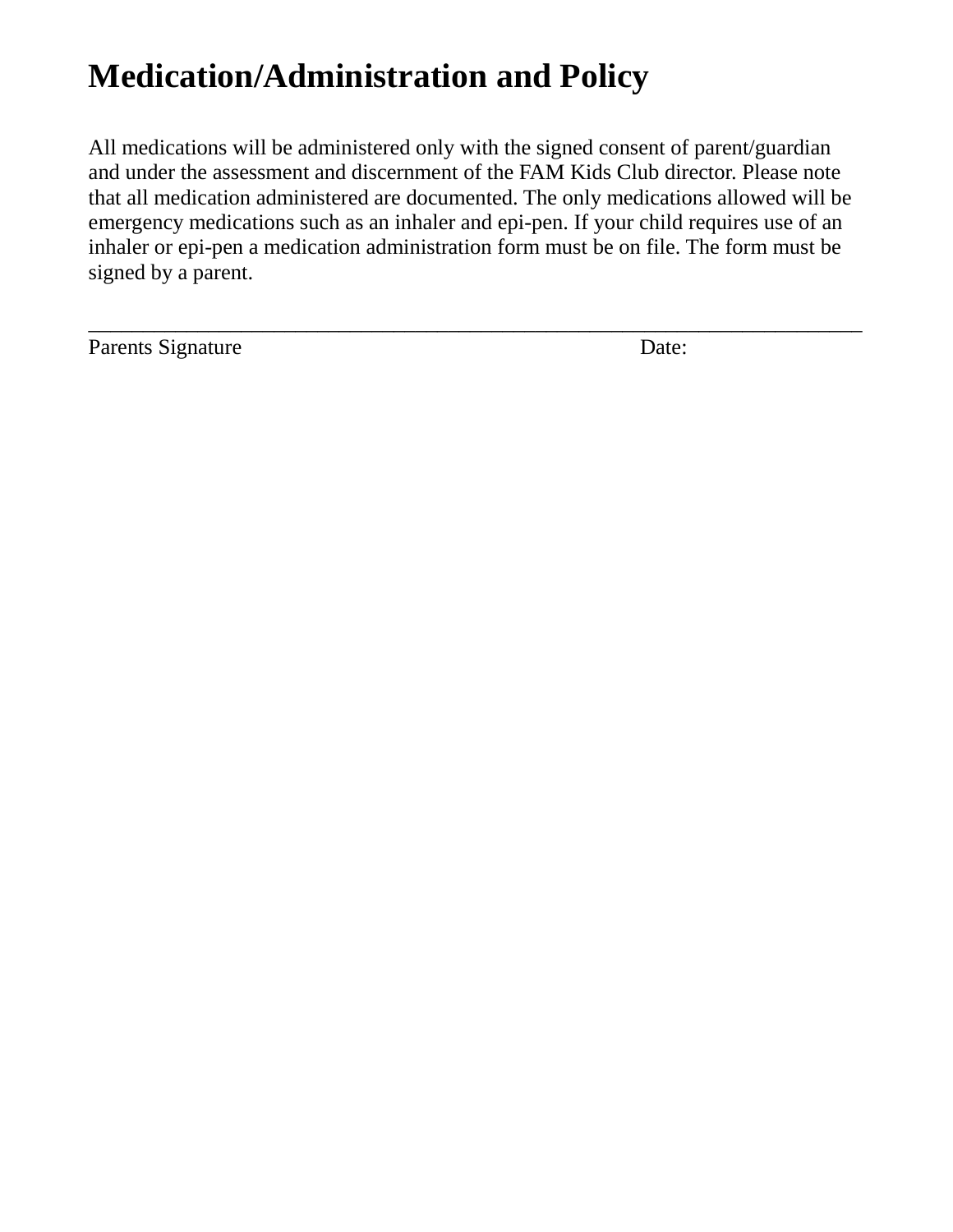# Medication/Administration and Policy

All medications will be administered only with the signed consent of parent/guardian and under the assessment and discernment of the FAM Kids Club director. Please note that all medication administered are documented. The only medications allowed will be emergency medications such as an inhaler and epi-pen. If your child requires use of an inhaler or epi-pen a medication administration form must be on file. The form must be signed by a parent.

______________________________________________________________________________

Parents Signature                                                        Date: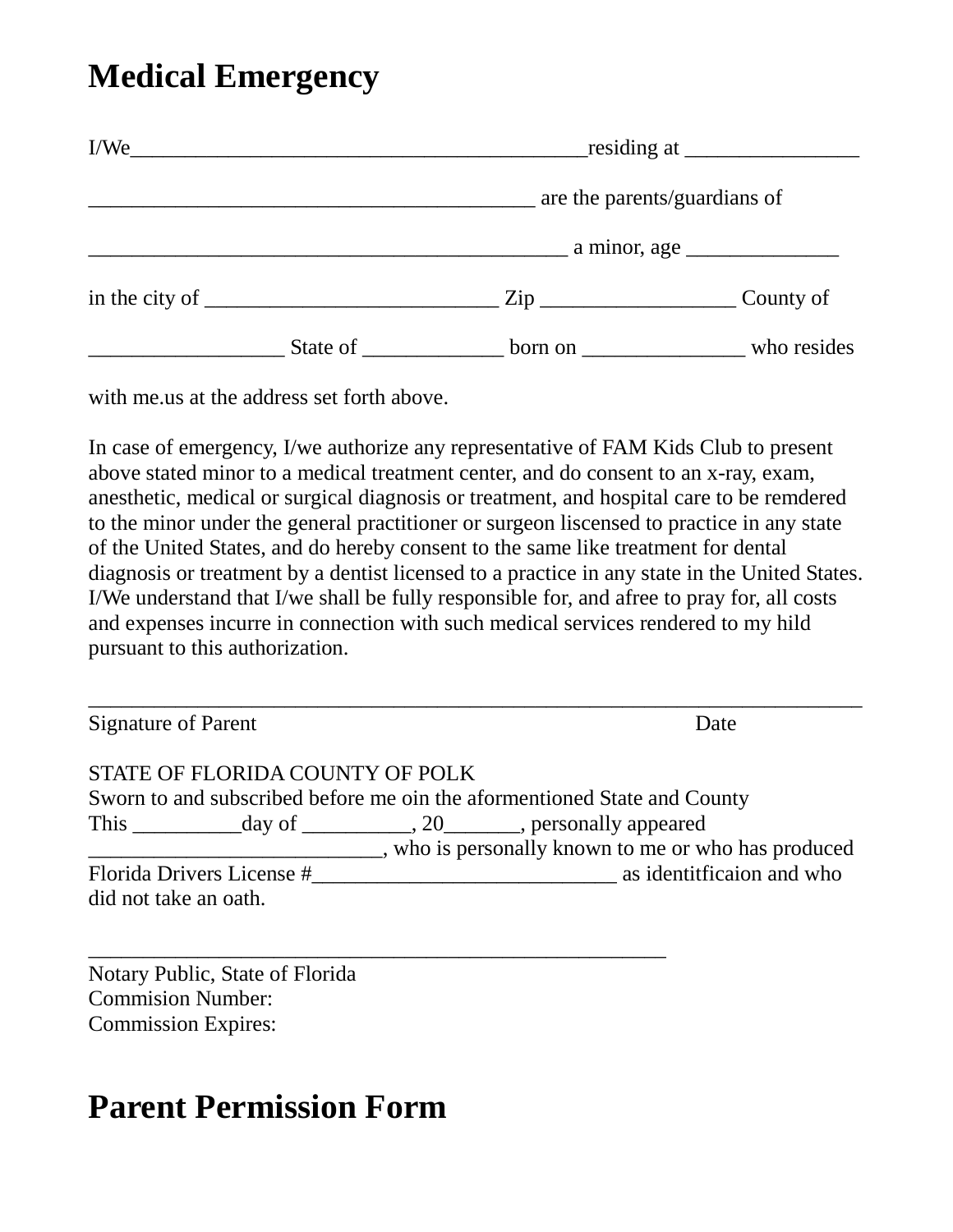# Medical Emergency

I/We__________________________________________residing at ________________

__________________________________________ are the parents/guardians of

_____________________________________________ a minor, age ______________

in the city of ___________________________ Zip _________________ County of

__________________ State of _____________ born on _______________ who resides

with me.us at the address set forth above.

In case of emergency, I/we authorize any representative of FAM Kids Club to present above stated minor to a medical treatment center, and do consent to an x-ray, exam, anesthetic, medical or surgical diagnosis or treatment, and hospital care to be remdered to the minor under the general practitioner or surgeon liscensed to practice in any state of the United States, and do hereby consent to the same like treatment for dental diagnosis or treatment by a dentist licensed to a practice in any state in the United States. I/We understand that I/we shall be fully responsible for, and afree to pray for, all costs and expenses incurre in connection with such medical services rendered to my hild pursuant to this authorization.

_________________________________________________________________________

Signature of Parent Date

STATE OF FLORIDA COUNTY OF POLK
Sworn to and subscribed before me oin the aformentioned State and County
This __________day of __________, 20_______, personally appeared
___________________________, who is personally known to me or who has produced
Florida Drivers License #____________________________ as identitficaion and who
did not take an oath.

______________________________________________________

Notary Public, State of Florida
Commision Number:
Commission Expires:

# Parent Permission Form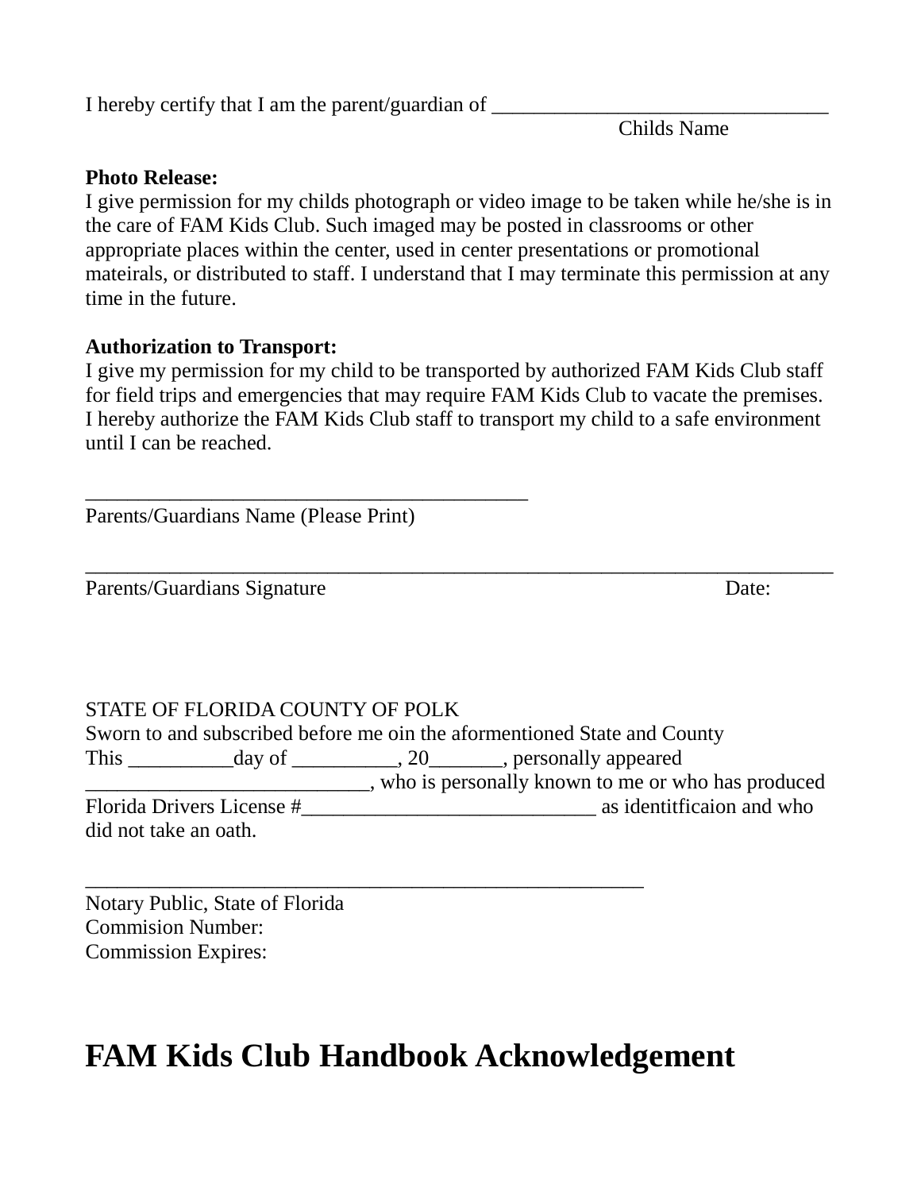I hereby certify that I am the parent/guardian of ________________________________
Childs Name

**Photo Release:**
I give permission for my childs photograph or video image to be taken while he/she is in the care of FAM Kids Club. Such imaged may be posted in classrooms or other appropriate places within the center, used in center presentations or promotional mateirals, or distributed to staff. I understand that I may terminate this permission at any time in the future.

**Authorization to Transport:**
I give my permission for my child to be transported by authorized FAM Kids Club staff for field trips and emergencies that may require FAM Kids Club to vacate the premises. I hereby authorize the FAM Kids Club staff to transport my child to a safe environment until I can be reached.

___________________________________________
Parents/Guardians Name (Please Print)

________________________________________________________________________
Parents/Guardians Signature Date:

STATE OF FLORIDA COUNTY OF POLK
Sworn to and subscribed before me oin the aformentioned State and County
This __________day of __________, 20_______, personally appeared
___________________________, who is personally known to me or who has produced
Florida Drivers License #____________________________ as identitficaion and who did not take an oath.

______________________________________________________
Notary Public, State of Florida
Commision Number:
Commission Expires:

# FAM Kids Club Handbook Acknowledgement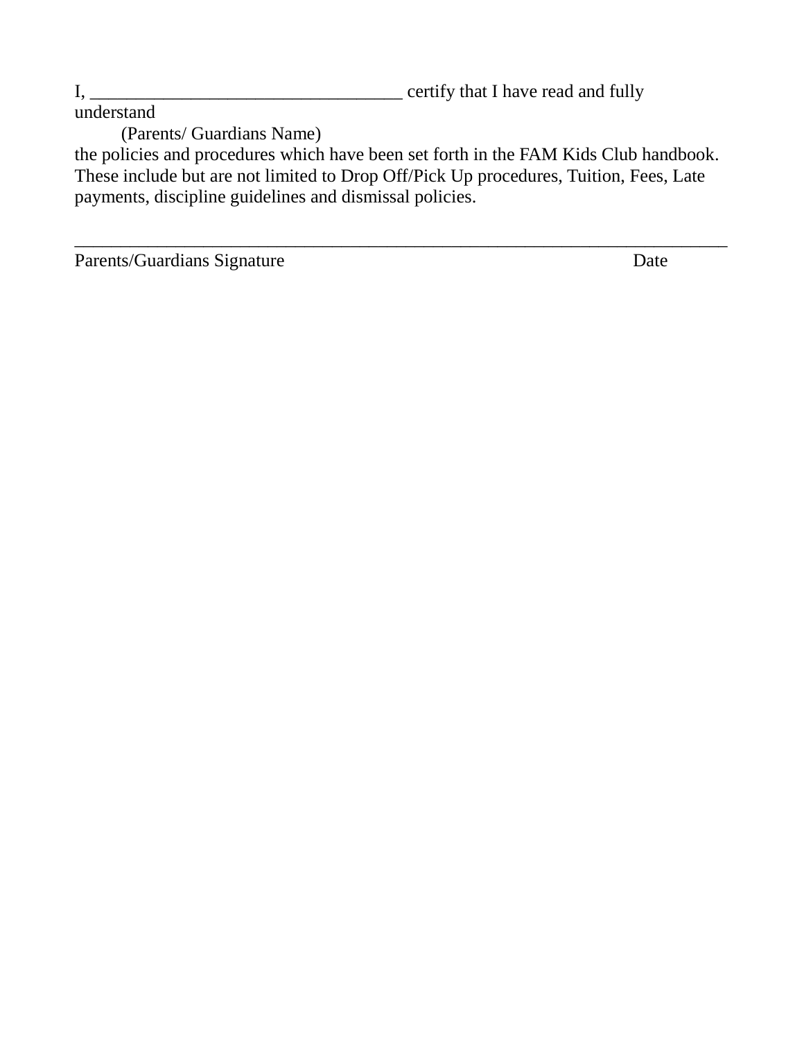I, __________________________________ certify that I have read and fully understand

(Parents/ Guardians Name)

the policies and procedures which have been set forth in the FAM Kids Club handbook. These include but are not limited to Drop Off/Pick Up procedures, Tuition, Fees, Late payments, discipline guidelines and dismissal policies.

__________________________________________________________________________

Parents/Guardians Signature Date